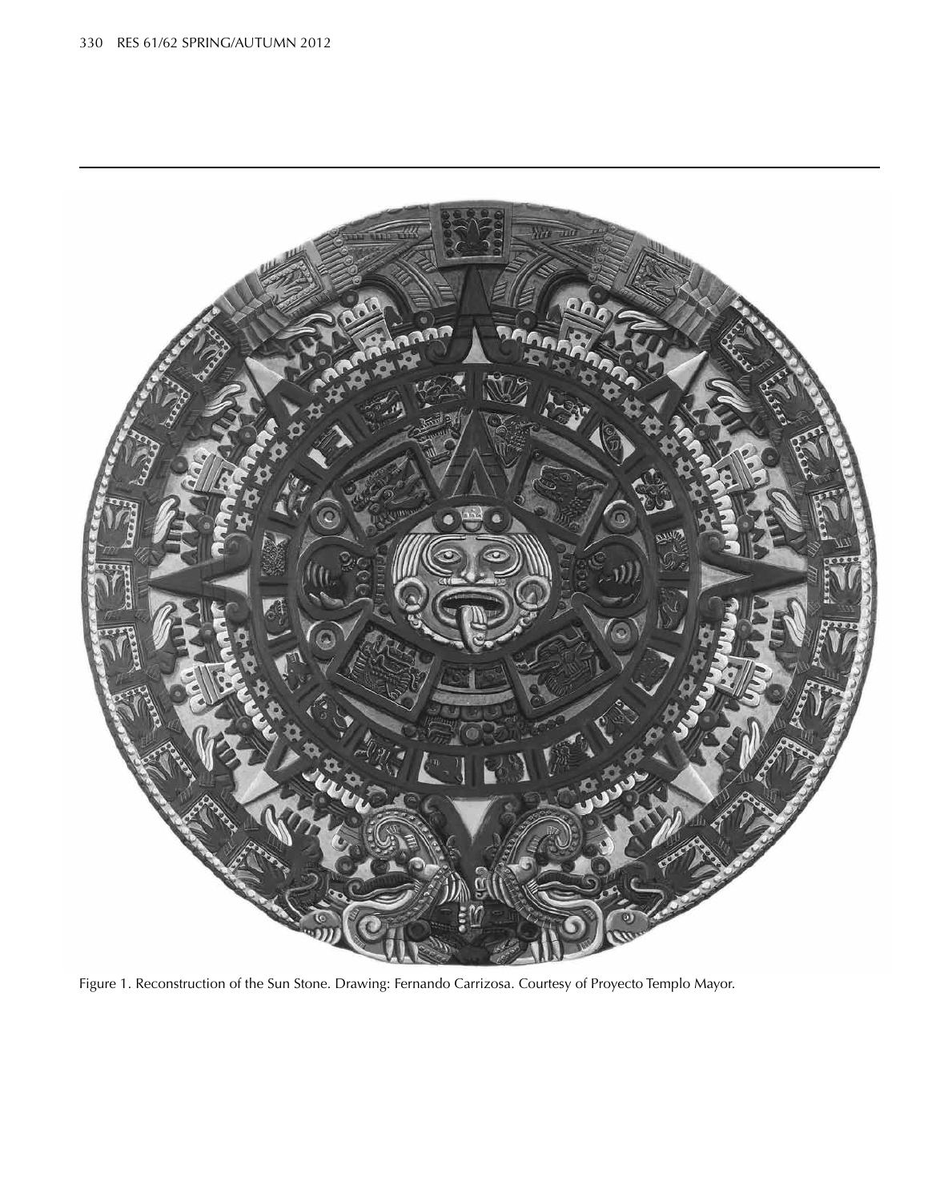Figure 1. Reconstruction of the Sun Stone. Drawing: Fernando Carrizosa. Courtesy of Proyecto Templo Mayor.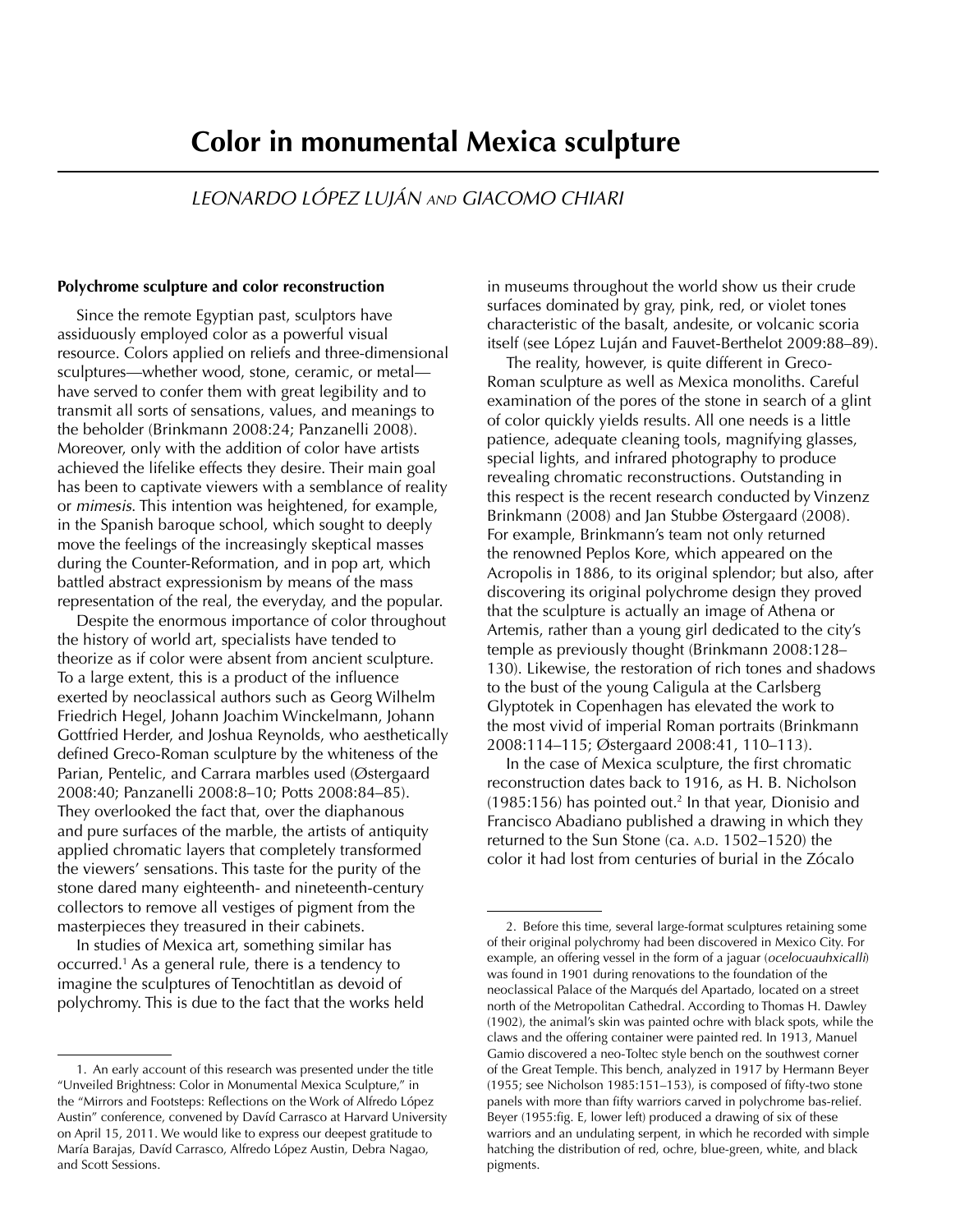# Color in monumental Mexica sculpture

*LEONARDO LÓPEZ LUJÁN AND GIACOMO CHIARI*

**Polychrome sculpture and color reconstruction**

Since the remote Egyptian past, sculptors have assiduously employed color as a powerful visual resource. Colors applied on reliefs and three-dimensional sculptures—whether wood, stone, ceramic, or metal—have served to confer them with great legibility and to transmit all sorts of sensations, values, and meanings to the beholder (Brinkmann 2008:24; Panzanelli 2008). Moreover, only with the addition of color have artists achieved the lifelike effects they desire. Their main goal has been to captivate viewers with a semblance of reality or *mimesis*. This intention was heightened, for example, in the Spanish baroque school, which sought to deeply move the feelings of the increasingly skeptical masses during the Counter-Reformation, and in pop art, which battled abstract expressionism by means of the mass representation of the real, the everyday, and the popular.

Despite the enormous importance of color throughout the history of world art, specialists have tended to theorize as if color were absent from ancient sculpture. To a large extent, this is a product of the influence exerted by neoclassical authors such as Georg Wilhelm Friedrich Hegel, Johann Joachim Winckelmann, Johann Gottfried Herder, and Joshua Reynolds, who aesthetically defined Greco-Roman sculpture by the whiteness of the Parian, Pentelic, and Carrara marbles used (Østergaard 2008:40; Panzanelli 2008:8–10; Potts 2008:84–85). They overlooked the fact that, over the diaphanous and pure surfaces of the marble, the artists of antiquity applied chromatic layers that completely transformed the viewers' sensations. This taste for the purity of the stone dared many eighteenth- and nineteenth-century collectors to remove all vestiges of pigment from the masterpieces they treasured in their cabinets.

In studies of Mexica art, something similar has occurred.[1] As a general rule, there is a tendency to imagine the sculptures of Tenochtitlan as devoid of polychromy. This is due to the fact that the works held in museums throughout the world show us their crude surfaces dominated by gray, pink, red, or violet tones characteristic of the basalt, andesite, or volcanic scoria itself (see López Luján and Fauvet-Berthelot 2009:88–89).

The reality, however, is quite different in Greco-Roman sculpture as well as Mexica monoliths. Careful examination of the pores of the stone in search of a glint of color quickly yields results. All one needs is a little patience, adequate cleaning tools, magnifying glasses, special lights, and infrared photography to produce revealing chromatic reconstructions. Outstanding in this respect is the recent research conducted by Vinzenz Brinkmann (2008) and Jan Stubbe Østergaard (2008). For example, Brinkmann's team not only returned the renowned Peplos Kore, which appeared on the Acropolis in 1886, to its original splendor; but also, after discovering its original polychrome design they proved that the sculpture is actually an image of Athena or Artemis, rather than a young girl dedicated to the city's temple as previously thought (Brinkmann 2008:128–130). Likewise, the restoration of rich tones and shadows to the bust of the young Caligula at the Carlsberg Glyptotek in Copenhagen has elevated the work to the most vivid of imperial Roman portraits (Brinkmann 2008:114–115; Østergaard 2008:41, 110–113).

In the case of Mexica sculpture, the first chromatic reconstruction dates back to 1916, as H. B. Nicholson (1985:156) has pointed out.[2] In that year, Dionisio and Francisco Abadiano published a drawing in which they returned to the Sun Stone (ca. A.D. 1502–1520) the color it had lost from centuries of burial in the Zócalo

1. An early account of this research was presented under the title "Unveiled Brightness: Color in Monumental Mexica Sculpture," in the "Mirrors and Footsteps: Reflections on the Work of Alfredo López Austin" conference, convened by Davíd Carrasco at Harvard University on April 15, 2011. We would like to express our deepest gratitude to María Barajas, Davíd Carrasco, Alfredo López Austin, Debra Nagao, and Scott Sessions.

2. Before this time, several large-format sculptures retaining some of their original polychromy had been discovered in Mexico City. For example, an offering vessel in the form of a jaguar (*ocelocuauhxicalli*) was found in 1901 during renovations to the foundation of the neoclassical Palace of the Marqués del Apartado, located on a street north of the Metropolitan Cathedral. According to Thomas H. Dawley (1902), the animal's skin was painted ochre with black spots, while the claws and the offering container were painted red. In 1913, Manuel Gamio discovered a neo-Toltec style bench on the southwest corner of the Great Temple. This bench, analyzed in 1917 by Hermann Beyer (1955; see Nicholson 1985:151–153), is composed of fifty-two stone panels with more than fifty warriors carved in polychrome bas-relief. Beyer (1955:fig. E, lower left) produced a drawing of six of these warriors and an undulating serpent, in which he recorded with simple hatching the distribution of red, ochre, blue-green, white, and black pigments.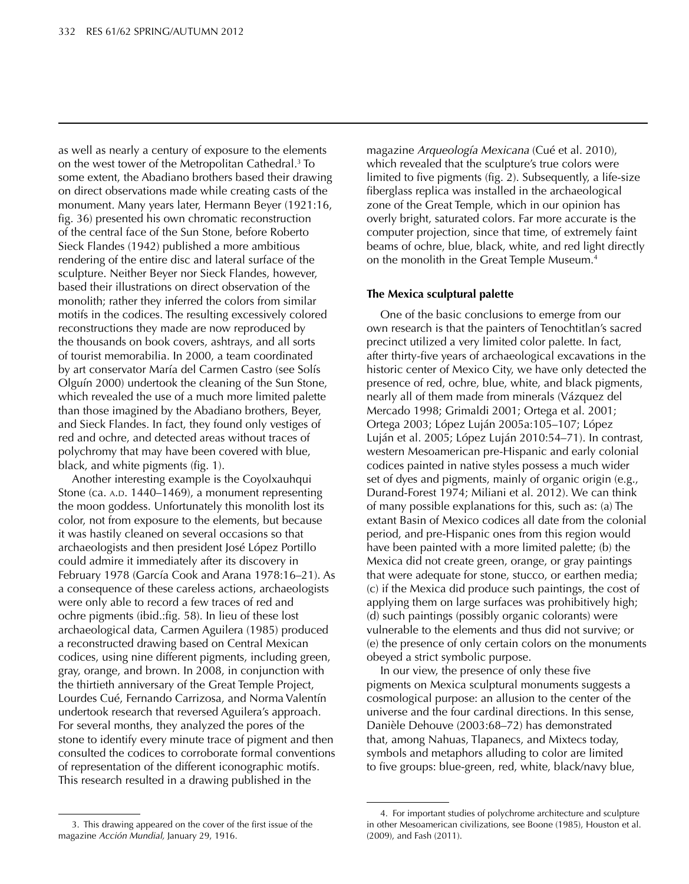as well as nearly a century of exposure to the elements on the west tower of the Metropolitan Cathedral.[3] To some extent, the Abadiano brothers based their drawing on direct observations made while creating casts of the monument. Many years later, Hermann Beyer (1921:16, fig. 36) presented his own chromatic reconstruction of the central face of the Sun Stone, before Roberto Sieck Flandes (1942) published a more ambitious rendering of the entire disc and lateral surface of the sculpture. Neither Beyer nor Sieck Flandes, however, based their illustrations on direct observation of the monolith; rather they inferred the colors from similar motifs in the codices. The resulting excessively colored reconstructions they made are now reproduced by the thousands on book covers, ashtrays, and all sorts of tourist memorabilia. In 2000, a team coordinated by art conservator María del Carmen Castro (see Solís Olguín 2000) undertook the cleaning of the Sun Stone, which revealed the use of a much more limited palette than those imagined by the Abadiano brothers, Beyer, and Sieck Flandes. In fact, they found only vestiges of red and ochre, and detected areas without traces of polychromy that may have been covered with blue, black, and white pigments (fig. 1).

Another interesting example is the Coyolxauhqui Stone (ca. A.D. 1440–1469), a monument representing the moon goddess. Unfortunately this monolith lost its color, not from exposure to the elements, but because it was hastily cleaned on several occasions so that archaeologists and then president José López Portillo could admire it immediately after its discovery in February 1978 (García Cook and Arana 1978:16–21). As a consequence of these careless actions, archaeologists were only able to record a few traces of red and ochre pigments (ibid.:fig. 58). In lieu of these lost archaeological data, Carmen Aguilera (1985) produced a reconstructed drawing based on Central Mexican codices, using nine different pigments, including green, gray, orange, and brown. In 2008, in conjunction with the thirtieth anniversary of the Great Temple Project, Lourdes Cué, Fernando Carrizosa, and Norma Valentín undertook research that reversed Aguilera's approach. For several months, they analyzed the pores of the stone to identify every minute trace of pigment and then consulted the codices to corroborate formal conventions of representation of the different iconographic motifs. This research resulted in a drawing published in the magazine *Arqueología Mexicana* (Cué et al. 2010), which revealed that the sculpture's true colors were limited to five pigments (fig. 2). Subsequently, a life-size fiberglass replica was installed in the archaeological zone of the Great Temple, which in our opinion has overly bright, saturated colors. Far more accurate is the computer projection, since that time, of extremely faint beams of ochre, blue, black, white, and red light directly on the monolith in the Great Temple Museum.[4]

## The Mexica sculptural palette

One of the basic conclusions to emerge from our own research is that the painters of Tenochtitlan's sacred precinct utilized a very limited color palette. In fact, after thirty-five years of archaeological excavations in the historic center of Mexico City, we have only detected the presence of red, ochre, blue, white, and black pigments, nearly all of them made from minerals (Vázquez del Mercado 1998; Grimaldi 2001; Ortega et al. 2001; Ortega 2003; López Luján 2005a:105–107; López Luján et al. 2005; López Luján 2010:54–71). In contrast, western Mesoamerican pre-Hispanic and early colonial codices painted in native styles possess a much wider set of dyes and pigments, mainly of organic origin (e.g., Durand-Forest 1974; Miliani et al. 2012). We can think of many possible explanations for this, such as: (a) The extant Basin of Mexico codices all date from the colonial period, and pre-Hispanic ones from this region would have been painted with a more limited palette; (b) the Mexica did not create green, orange, or gray paintings that were adequate for stone, stucco, or earthen media; (c) if the Mexica did produce such paintings, the cost of applying them on large surfaces was prohibitively high; (d) such paintings (possibly organic colorants) were vulnerable to the elements and thus did not survive; or (e) the presence of only certain colors on the monuments obeyed a strict symbolic purpose.

In our view, the presence of only these five pigments on Mexica sculptural monuments suggests a cosmological purpose: an allusion to the center of the universe and the four cardinal directions. In this sense, Danièle Dehouve (2003:68–72) has demonstrated that, among Nahuas, Tlapanecs, and Mixtecs today, symbols and metaphors alluding to color are limited to five groups: blue-green, red, white, black/navy blue,

3. This drawing appeared on the cover of the first issue of the magazine *Acción Mundial,* January 29, 1916.

4. For important studies of polychrome architecture and sculpture in other Mesoamerican civilizations, see Boone (1985), Houston et al. (2009), and Fash (2011).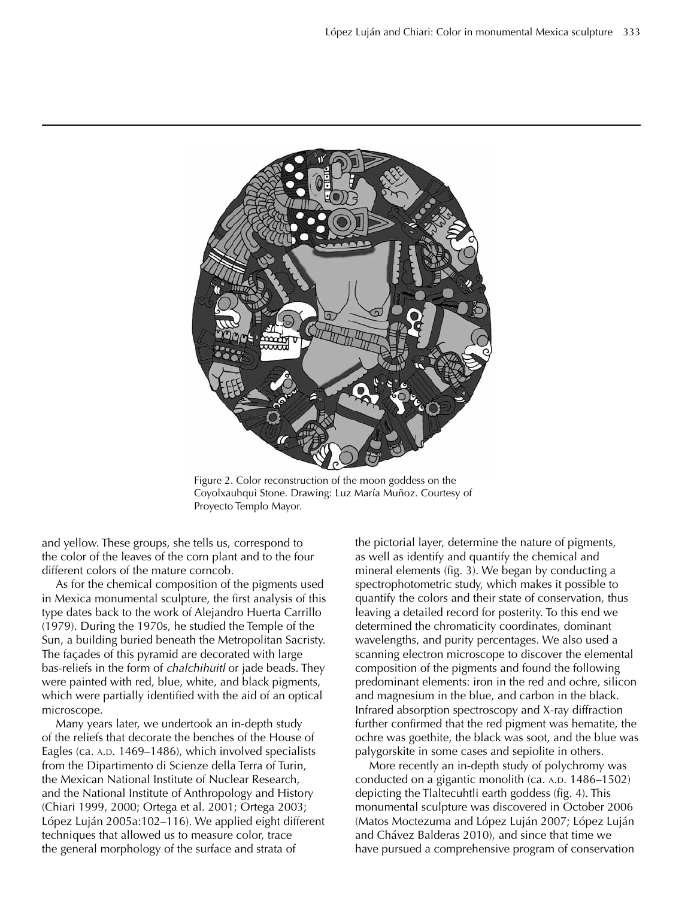Figure 2. Color reconstruction of the moon goddess on the Coyolxauhqui Stone. Drawing: Luz María Muñoz. Courtesy of Proyecto Templo Mayor.

and yellow. These groups, she tells us, correspond to the color of the leaves of the corn plant and to the four different colors of the mature corncob.

As for the chemical composition of the pigments used in Mexica monumental sculpture, the first analysis of this type dates back to the work of Alejandro Huerta Carrillo (1979). During the 1970s, he studied the Temple of the Sun, a building buried beneath the Metropolitan Sacristy. The façades of this pyramid are decorated with large bas-reliefs in the form of *chalchihuitl* or jade beads. They were painted with red, blue, white, and black pigments, which were partially identified with the aid of an optical microscope.

Many years later, we undertook an in-depth study of the reliefs that decorate the benches of the House of Eagles (ca. A.D. 1469–1486), which involved specialists from the Dipartimento di Scienze della Terra of Turin, the Mexican National Institute of Nuclear Research, and the National Institute of Anthropology and History (Chiari 1999, 2000; Ortega et al. 2001; Ortega 2003; López Luján 2005a:102–116). We applied eight different techniques that allowed us to measure color, trace the general morphology of the surface and strata of the pictorial layer, determine the nature of pigments, as well as identify and quantify the chemical and mineral elements (fig. 3). We began by conducting a spectrophotometric study, which makes it possible to quantify the colors and their state of conservation, thus leaving a detailed record for posterity. To this end we determined the chromaticity coordinates, dominant wavelengths, and purity percentages. We also used a scanning electron microscope to discover the elemental composition of the pigments and found the following predominant elements: iron in the red and ochre, silicon and magnesium in the blue, and carbon in the black. Infrared absorption spectroscopy and X-ray diffraction further confirmed that the red pigment was hematite, the ochre was goethite, the black was soot, and the blue was palygorskite in some cases and sepiolite in others.

More recently an in-depth study of polychromy was conducted on a gigantic monolith (ca. A.D. 1486–1502) depicting the Tlaltecuhtli earth goddess (fig. 4). This monumental sculpture was discovered in October 2006 (Matos Moctezuma and López Luján 2007; López Luján and Chávez Balderas 2010), and since that time we have pursued a comprehensive program of conservation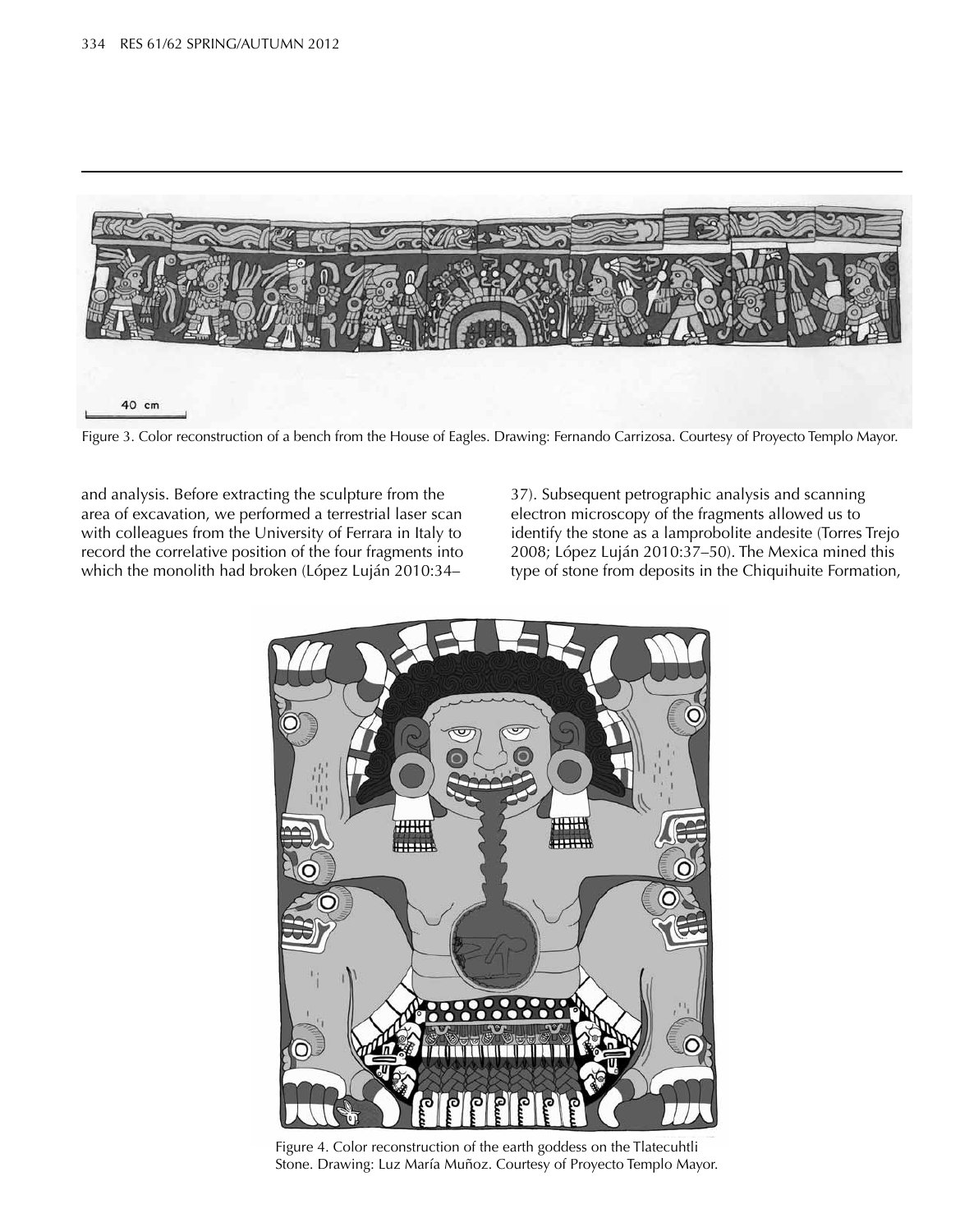Figure 3. Color reconstruction of a bench from the House of Eagles. Drawing: Fernando Carrizosa. Courtesy of Proyecto Templo Mayor.

and analysis. Before extracting the sculpture from the area of excavation, we performed a terrestrial laser scan with colleagues from the University of Ferrara in Italy to record the correlative position of the four fragments into which the monolith had broken (López Luján 2010:34–37). Subsequent petrographic analysis and scanning electron microscopy of the fragments allowed us to identify the stone as a lamprobolite andesite (Torres Trejo 2008; López Luján 2010:37–50). The Mexica mined this type of stone from deposits in the Chiquihuite Formation,

Figure 4. Color reconstruction of the earth goddess on the Tlatecuhtli Stone. Drawing: Luz María Muñoz. Courtesy of Proyecto Templo Mayor.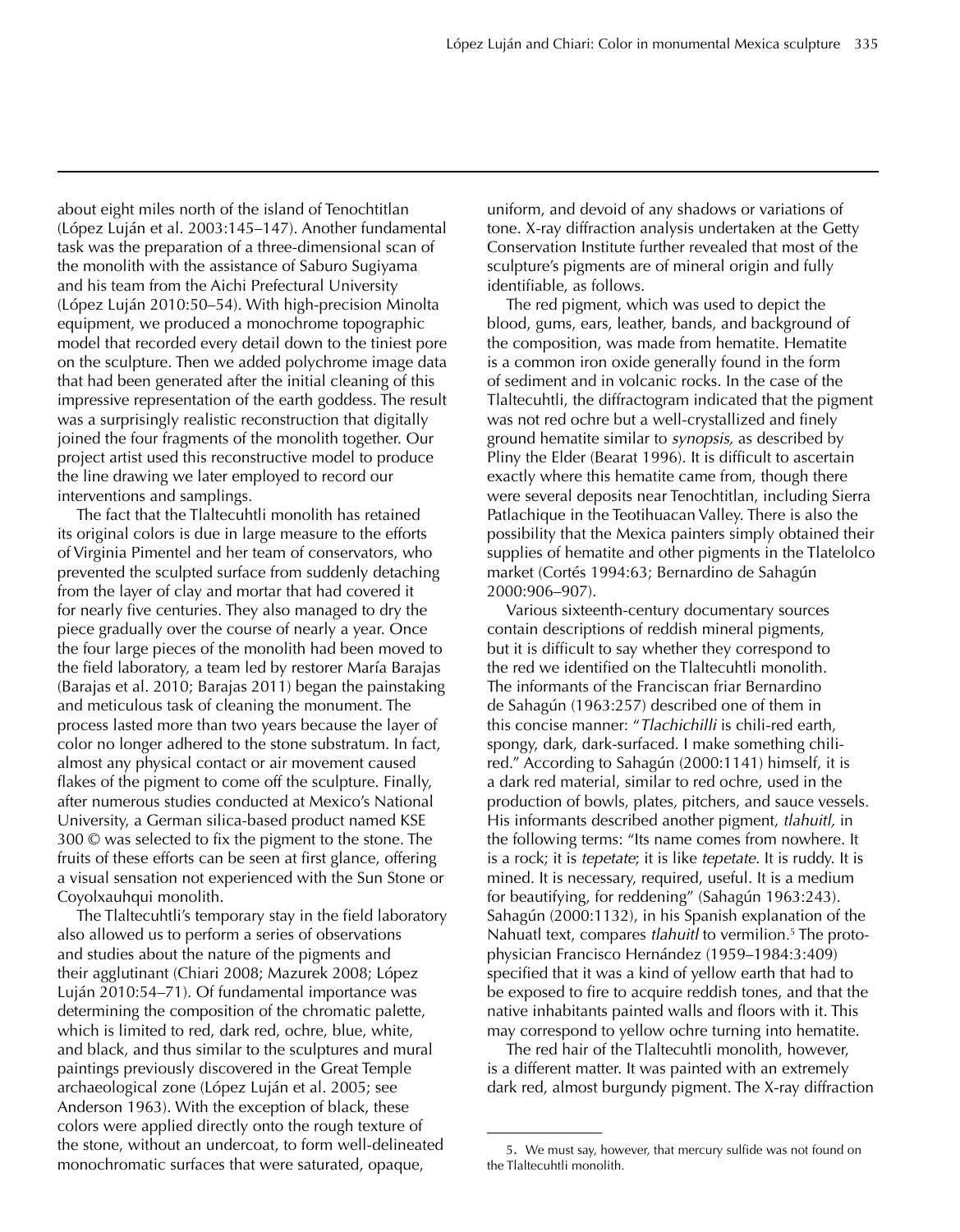about eight miles north of the island of Tenochtitlan (López Luján et al. 2003:145–147). Another fundamental task was the preparation of a three-dimensional scan of the monolith with the assistance of Saburo Sugiyama and his team from the Aichi Prefectural University (López Luján 2010:50–54). With high-precision Minolta equipment, we produced a monochrome topographic model that recorded every detail down to the tiniest pore on the sculpture. Then we added polychrome image data that had been generated after the initial cleaning of this impressive representation of the earth goddess. The result was a surprisingly realistic reconstruction that digitally joined the four fragments of the monolith together. Our project artist used this reconstructive model to produce the line drawing we later employed to record our interventions and samplings.

The fact that the Tlaltecuhtli monolith has retained its original colors is due in large measure to the efforts of Virginia Pimentel and her team of conservators, who prevented the sculpted surface from suddenly detaching from the layer of clay and mortar that had covered it for nearly five centuries. They also managed to dry the piece gradually over the course of nearly a year. Once the four large pieces of the monolith had been moved to the field laboratory, a team led by restorer María Barajas (Barajas et al. 2010; Barajas 2011) began the painstaking and meticulous task of cleaning the monument. The process lasted more than two years because the layer of color no longer adhered to the stone substratum. In fact, almost any physical contact or air movement caused flakes of the pigment to come off the sculpture. Finally, after numerous studies conducted at Mexico's National University, a German silica-based product named KSE 300 © was selected to fix the pigment to the stone. The fruits of these efforts can be seen at first glance, offering a visual sensation not experienced with the Sun Stone or Coyolxauhqui monolith.

The Tlaltecuhtli's temporary stay in the field laboratory also allowed us to perform a series of observations and studies about the nature of the pigments and their agglutinant (Chiari 2008; Mazurek 2008; López Luján 2010:54–71). Of fundamental importance was determining the composition of the chromatic palette, which is limited to red, dark red, ochre, blue, white, and black, and thus similar to the sculptures and mural paintings previously discovered in the Great Temple archaeological zone (López Luján et al. 2005; see Anderson 1963). With the exception of black, these colors were applied directly onto the rough texture of the stone, without an undercoat, to form well-delineated monochromatic surfaces that were saturated, opaque, uniform, and devoid of any shadows or variations of tone. X-ray diffraction analysis undertaken at the Getty Conservation Institute further revealed that most of the sculpture's pigments are of mineral origin and fully identifiable, as follows.

The red pigment, which was used to depict the blood, gums, ears, leather, bands, and background of the composition, was made from hematite. Hematite is a common iron oxide generally found in the form of sediment and in volcanic rocks. In the case of the Tlaltecuhtli, the diffractogram indicated that the pigment was not red ochre but a well-crystallized and finely ground hematite similar to *synopsis,* as described by Pliny the Elder (Bearat 1996). It is difficult to ascertain exactly where this hematite came from, though there were several deposits near Tenochtitlan, including Sierra Patlachique in the Teotihuacan Valley. There is also the possibility that the Mexica painters simply obtained their supplies of hematite and other pigments in the Tlatelolco market (Cortés 1994:63; Bernardino de Sahagún 2000:906–907).

Various sixteenth-century documentary sources contain descriptions of reddish mineral pigments, but it is difficult to say whether they correspond to the red we identified on the Tlaltecuhtli monolith. The informants of the Franciscan friar Bernardino de Sahagún (1963:257) described one of them in this concise manner: "*Tlachichilli* is chili-red earth, spongy, dark, dark-surfaced. I make something chili-red." According to Sahagún (2000:1141) himself, it is a dark red material, similar to red ochre, used in the production of bowls, plates, pitchers, and sauce vessels. His informants described another pigment, *tlahuitl,* in the following terms: "Its name comes from nowhere. It is a rock; it is *tepetate*; it is like *tepetate*. It is ruddy. It is mined. It is necessary, required, useful. It is a medium for beautifying, for reddening" (Sahagún 1963:243). Sahagún (2000:1132), in his Spanish explanation of the Nahuatl text, compares *tlahuitl* to vermilion.[5] The proto-physician Francisco Hernández (1959–1984:3:409) specified that it was a kind of yellow earth that had to be exposed to fire to acquire reddish tones, and that the native inhabitants painted walls and floors with it. This may correspond to yellow ochre turning into hematite.

The red hair of the Tlaltecuhtli monolith, however, is a different matter. It was painted with an extremely dark red, almost burgundy pigment. The X-ray diffraction

5. We must say, however, that mercury sulfide was not found on the Tlaltecuhtli monolith.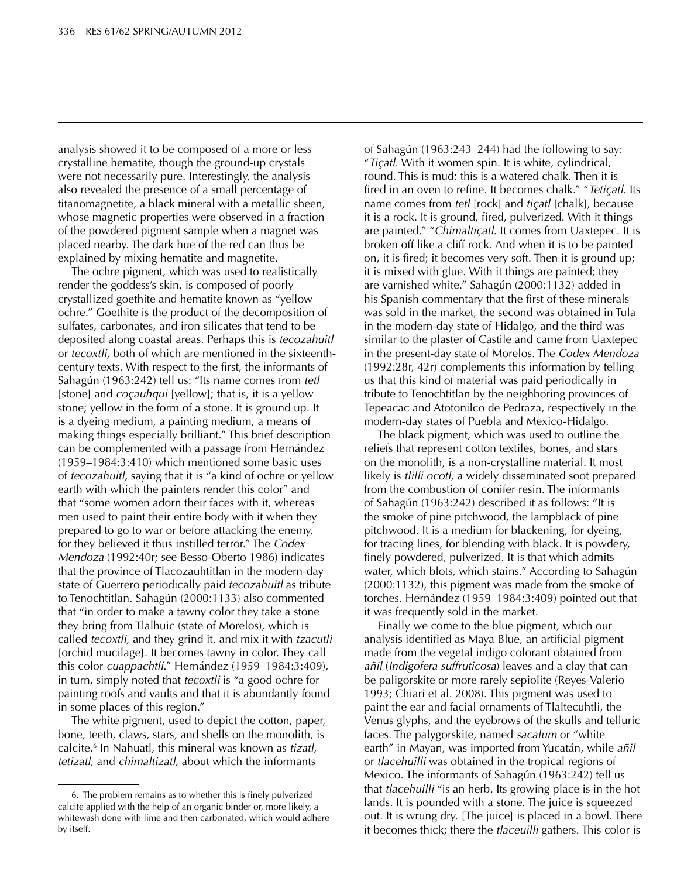analysis showed it to be composed of a more or less crystalline hematite, though the ground-up crystals were not necessarily pure. Interestingly, the analysis also revealed the presence of a small percentage of titanomagnetite, a black mineral with a metallic sheen, whose magnetic properties were observed in a fraction of the powdered pigment sample when a magnet was placed nearby. The dark hue of the red can thus be explained by mixing hematite and magnetite.

The ochre pigment, which was used to realistically render the goddess's skin, is composed of poorly crystallized goethite and hematite known as "yellow ochre." Goethite is the product of the decomposition of sulfates, carbonates, and iron silicates that tend to be deposited along coastal areas. Perhaps this is *tecozahuitl* or *tecoxtli,* both of which are mentioned in the sixteenth-century texts. With respect to the first, the informants of Sahagún (1963:242) tell us: "Its name comes from *tetl* [stone] and *coçauhqui* [yellow]; that is, it is a yellow stone; yellow in the form of a stone. It is ground up. It is a dyeing medium, a painting medium, a means of making things especially brilliant." This brief description can be complemented with a passage from Hernández (1959–1984:3:410) which mentioned some basic uses of *tecozahuitl,* saying that it is "a kind of ochre or yellow earth with which the painters render this color" and that "some women adorn their faces with it, whereas men used to paint their entire body with it when they prepared to go to war or before attacking the enemy, for they believed it thus instilled terror." The *Codex Mendoza* (1992:40r; see Besso-Oberto 1986) indicates that the province of Tlacozauhtitlan in the modern-day state of Guerrero periodically paid *tecozahuitl* as tribute to Tenochtitlan. Sahagún (2000:1133) also commented that "in order to make a tawny color they take a stone they bring from Tlalhuic (state of Morelos), which is called *tecoxtli,* and they grind it, and mix it with *tzacutli* [orchid mucilage]. It becomes tawny in color. They call this color *cuappachtli.*" Hernández (1959–1984:3:409), in turn, simply noted that *tecoxtli* is "a good ochre for painting roofs and vaults and that it is abundantly found in some places of this region."

The white pigment, used to depict the cotton, paper, bone, teeth, claws, stars, and shells on the monolith, is calcite.[6] In Nahuatl, this mineral was known as *tizatl, tetizatl,* and *chimaltizatl,* about which the informants of Sahagún (1963:243–244) had the following to say: "*Tiçatl*. With it women spin. It is white, cylindrical, round. This is mud; this is a watered chalk. Then it is fired in an oven to refine. It becomes chalk." "*Tetiçatl*. Its name comes from *tetl* [rock] and *tiçatl* [chalk], because it is a rock. It is ground, fired, pulverized. With it things are painted." "*Chimaltiçatl*. It comes from Uaxtepec. It is broken off like a cliff rock. And when it is to be painted on, it is fired; it becomes very soft. Then it is ground up; it is mixed with glue. With it things are painted; they are varnished white." Sahagún (2000:1132) added in his Spanish commentary that the first of these minerals was sold in the market, the second was obtained in Tula in the modern-day state of Hidalgo, and the third was similar to the plaster of Castile and came from Uaxtepec in the present-day state of Morelos. The *Codex Mendoza* (1992:28r, 42r) complements this information by telling us that this kind of material was paid periodically in tribute to Tenochtitlan by the neighboring provinces of Tepeacac and Atotonilco de Pedraza, respectively in the modern-day states of Puebla and Mexico-Hidalgo.

The black pigment, which was used to outline the reliefs that represent cotton textiles, bones, and stars on the monolith, is a non-crystalline material. It most likely is *tlilli ocotl,* a widely disseminated soot prepared from the combustion of conifer resin. The informants of Sahagún (1963:242) described it as follows: "It is the smoke of pine pitchwood, the lampblack of pine pitchwood. It is a medium for blackening, for dyeing, for tracing lines, for blending with black. It is powdery, finely powdered, pulverized. It is that which admits water, which blots, which stains." According to Sahagún (2000:1132), this pigment was made from the smoke of torches. Hernández (1959–1984:3:409) pointed out that it was frequently sold in the market.

Finally we come to the blue pigment, which our analysis identified as Maya Blue, an artificial pigment made from the vegetal indigo colorant obtained from *añil* (*Indigofera suffruticosa*) leaves and a clay that can be paligorskite or more rarely sepiolite (Reyes-Valerio 1993; Chiari et al. 2008). This pigment was used to paint the ear and facial ornaments of Tlaltecuhtli, the Venus glyphs, and the eyebrows of the skulls and telluric faces. The palygorskite, named *sacalum* or "white earth" in Mayan, was imported from Yucatán, while *añil* or *tlacehuilli* was obtained in the tropical regions of Mexico. The informants of Sahagún (1963:242) tell us that *tlacehuilli* "is an herb. Its growing place is in the hot lands. It is pounded with a stone. The juice is squeezed out. It is wrung dry. [The juice] is placed in a bowl. There it becomes thick; there the *tlaceuilli* gathers. This color is

---

6. The problem remains as to whether this is finely pulverized calcite applied with the help of an organic binder or, more likely, a whitewash done with lime and then carbonated, which would adhere by itself.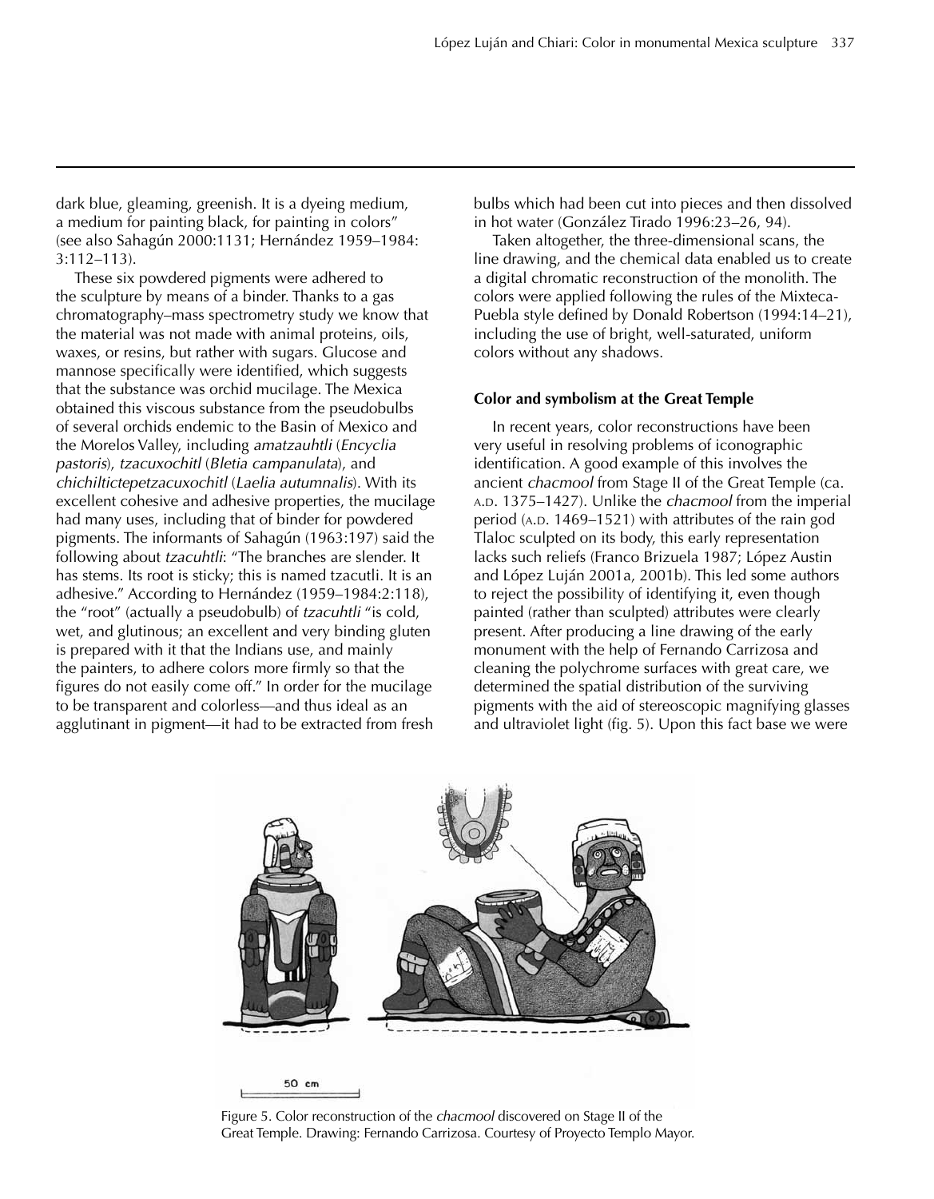dark blue, gleaming, greenish. It is a dyeing medium, a medium for painting black, for painting in colors" (see also Sahagún 2000:1131; Hernández 1959–1984: 3:112–113).

These six powdered pigments were adhered to the sculpture by means of a binder. Thanks to a gas chromatography–mass spectrometry study we know that the material was not made with animal proteins, oils, waxes, or resins, but rather with sugars. Glucose and mannose specifically were identified, which suggests that the substance was orchid mucilage. The Mexica obtained this viscous substance from the pseudobulbs of several orchids endemic to the Basin of Mexico and the Morelos Valley, including *amatzauhtli* (*Encyclia pastoris*), *tzacuxochitl* (*Bletia campanulata*), and *chichiltictepetzacuxochitl* (*Laelia autumnalis*). With its excellent cohesive and adhesive properties, the mucilage had many uses, including that of binder for powdered pigments. The informants of Sahagún (1963:197) said the following about *tzacuhtli*: "The branches are slender. It has stems. Its root is sticky; this is named tzacutli. It is an adhesive." According to Hernández (1959–1984:2:118), the "root" (actually a pseudobulb) of *tzacuhtli* "is cold, wet, and glutinous; an excellent and very binding gluten is prepared with it that the Indians use, and mainly the painters, to adhere colors more firmly so that the figures do not easily come off." In order for the mucilage to be transparent and colorless—and thus ideal as an agglutinant in pigment—it had to be extracted from fresh bulbs which had been cut into pieces and then dissolved in hot water (González Tirado 1996:23–26, 94).

Taken altogether, the three-dimensional scans, the line drawing, and the chemical data enabled us to create a digital chromatic reconstruction of the monolith. The colors were applied following the rules of the Mixteca-Puebla style defined by Donald Robertson (1994:14–21), including the use of bright, well-saturated, uniform colors without any shadows.

### Color and symbolism at the Great Temple

In recent years, color reconstructions have been very useful in resolving problems of iconographic identification. A good example of this involves the ancient *chacmool* from Stage II of the Great Temple (ca. A.D. 1375–1427). Unlike the *chacmool* from the imperial period (A.D. 1469–1521) with attributes of the rain god Tlaloc sculpted on its body, this early representation lacks such reliefs (Franco Brizuela 1987; López Austin and López Luján 2001a, 2001b). This led some authors to reject the possibility of identifying it, even though painted (rather than sculpted) attributes were clearly present. After producing a line drawing of the early monument with the help of Fernando Carrizosa and cleaning the polychrome surfaces with great care, we determined the spatial distribution of the surviving pigments with the aid of stereoscopic magnifying glasses and ultraviolet light (fig. 5). Upon this fact base we were

Figure 5. Color reconstruction of the *chacmool* discovered on Stage II of the Great Temple. Drawing: Fernando Carrizosa. Courtesy of Proyecto Templo Mayor.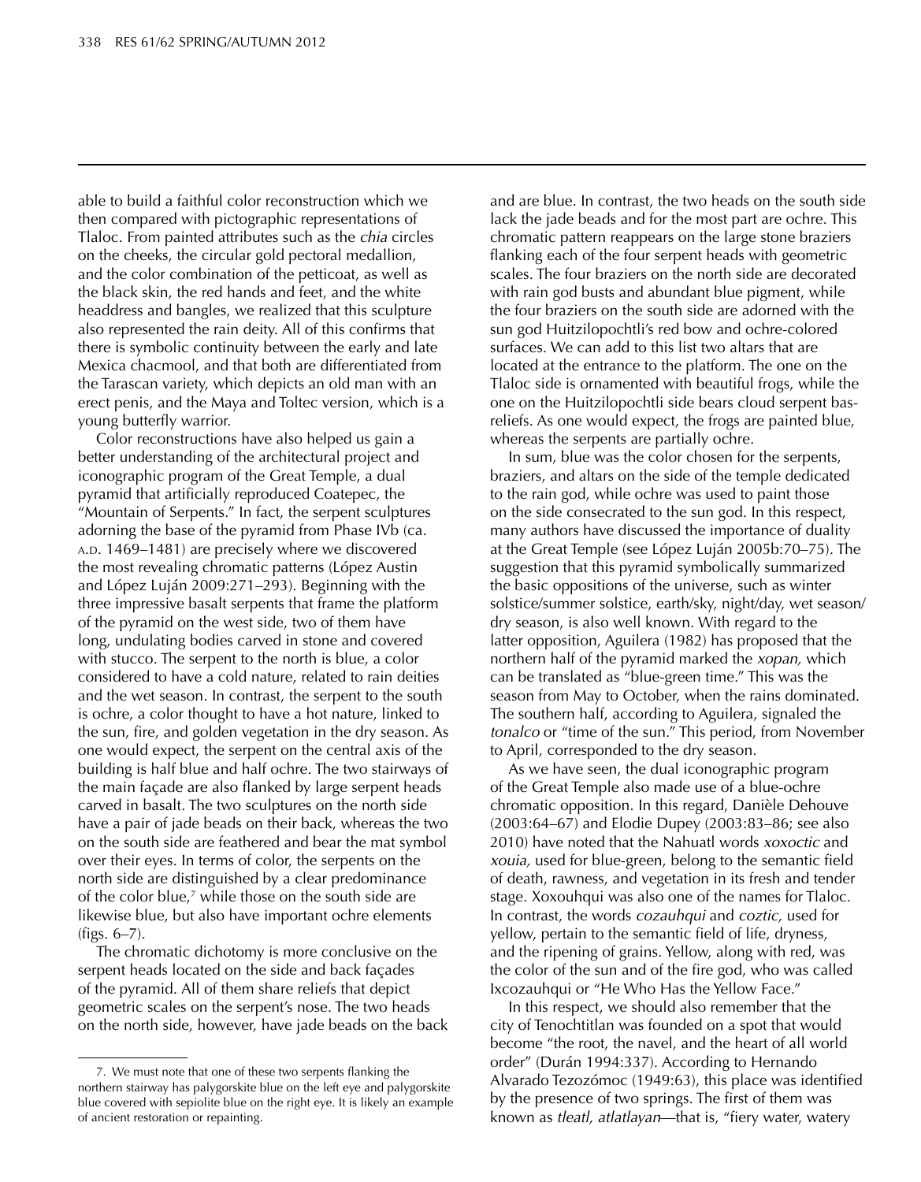able to build a faithful color reconstruction which we then compared with pictographic representations of Tlaloc. From painted attributes such as the *chia* circles on the cheeks, the circular gold pectoral medallion, and the color combination of the petticoat, as well as the black skin, the red hands and feet, and the white headdress and bangles, we realized that this sculpture also represented the rain deity. All of this confirms that there is symbolic continuity between the early and late Mexica chacmool, and that both are differentiated from the Tarascan variety, which depicts an old man with an erect penis, and the Maya and Toltec version, which is a young butterfly warrior.

Color reconstructions have also helped us gain a better understanding of the architectural project and iconographic program of the Great Temple, a dual pyramid that artificially reproduced Coatepec, the "Mountain of Serpents." In fact, the serpent sculptures adorning the base of the pyramid from Phase IVb (ca. A.D. 1469–1481) are precisely where we discovered the most revealing chromatic patterns (López Austin and López Luján 2009:271–293). Beginning with the three impressive basalt serpents that frame the platform of the pyramid on the west side, two of them have long, undulating bodies carved in stone and covered with stucco. The serpent to the north is blue, a color considered to have a cold nature, related to rain deities and the wet season. In contrast, the serpent to the south is ochre, a color thought to have a hot nature, linked to the sun, fire, and golden vegetation in the dry season. As one would expect, the serpent on the central axis of the building is half blue and half ochre. The two stairways of the main façade are also flanked by large serpent heads carved in basalt. The two sculptures on the north side have a pair of jade beads on their back, whereas the two on the south side are feathered and bear the mat symbol over their eyes. In terms of color, the serpents on the north side are distinguished by a clear predominance of the color blue,[7] while those on the south side are likewise blue, but also have important ochre elements (figs. 6–7).

The chromatic dichotomy is more conclusive on the serpent heads located on the side and back façades of the pyramid. All of them share reliefs that depict geometric scales on the serpent's nose. The two heads on the north side, however, have jade beads on the back and are blue. In contrast, the two heads on the south side lack the jade beads and for the most part are ochre. This chromatic pattern reappears on the large stone braziers flanking each of the four serpent heads with geometric scales. The four braziers on the north side are decorated with rain god busts and abundant blue pigment, while the four braziers on the south side are adorned with the sun god Huitzilopochtli's red bow and ochre-colored surfaces. We can add to this list two altars that are located at the entrance to the platform. The one on the Tlaloc side is ornamented with beautiful frogs, while the one on the Huitzilopochtli side bears cloud serpent bas-reliefs. As one would expect, the frogs are painted blue, whereas the serpents are partially ochre.

In sum, blue was the color chosen for the serpents, braziers, and altars on the side of the temple dedicated to the rain god, while ochre was used to paint those on the side consecrated to the sun god. In this respect, many authors have discussed the importance of duality at the Great Temple (see López Luján 2005b:70–75). The suggestion that this pyramid symbolically summarized the basic oppositions of the universe, such as winter solstice/summer solstice, earth/sky, night/day, wet season/dry season, is also well known. With regard to the latter opposition, Aguilera (1982) has proposed that the northern half of the pyramid marked the *xopan,* which can be translated as "blue-green time." This was the season from May to October, when the rains dominated. The southern half, according to Aguilera, signaled the *tonalco* or "time of the sun." This period, from November to April, corresponded to the dry season.

As we have seen, the dual iconographic program of the Great Temple also made use of a blue-ochre chromatic opposition. In this regard, Danièle Dehouve (2003:64–67) and Elodie Dupey (2003:83–86; see also 2010) have noted that the Nahuatl words *xoxoctic* and *xouia,* used for blue-green, belong to the semantic field of death, rawness, and vegetation in its fresh and tender stage. Xoxouhqui was also one of the names for Tlaloc. In contrast, the words *cozauhqui* and *coztic,* used for yellow, pertain to the semantic field of life, dryness, and the ripening of grains. Yellow, along with red, was the color of the sun and of the fire god, who was called Ixcozauhqui or "He Who Has the Yellow Face."

In this respect, we should also remember that the city of Tenochtitlan was founded on a spot that would become "the root, the navel, and the heart of all world order" (Durán 1994:337). According to Hernando Alvarado Tezozómoc (1949:63), this place was identified by the presence of two springs. The first of them was known as *tleatl, atlatlayan*—that is, "fiery water, watery

---

7. We must note that one of these two serpents flanking the northern stairway has palygorskite blue on the left eye and palygorskite blue covered with sepiolite blue on the right eye. It is likely an example of ancient restoration or repainting.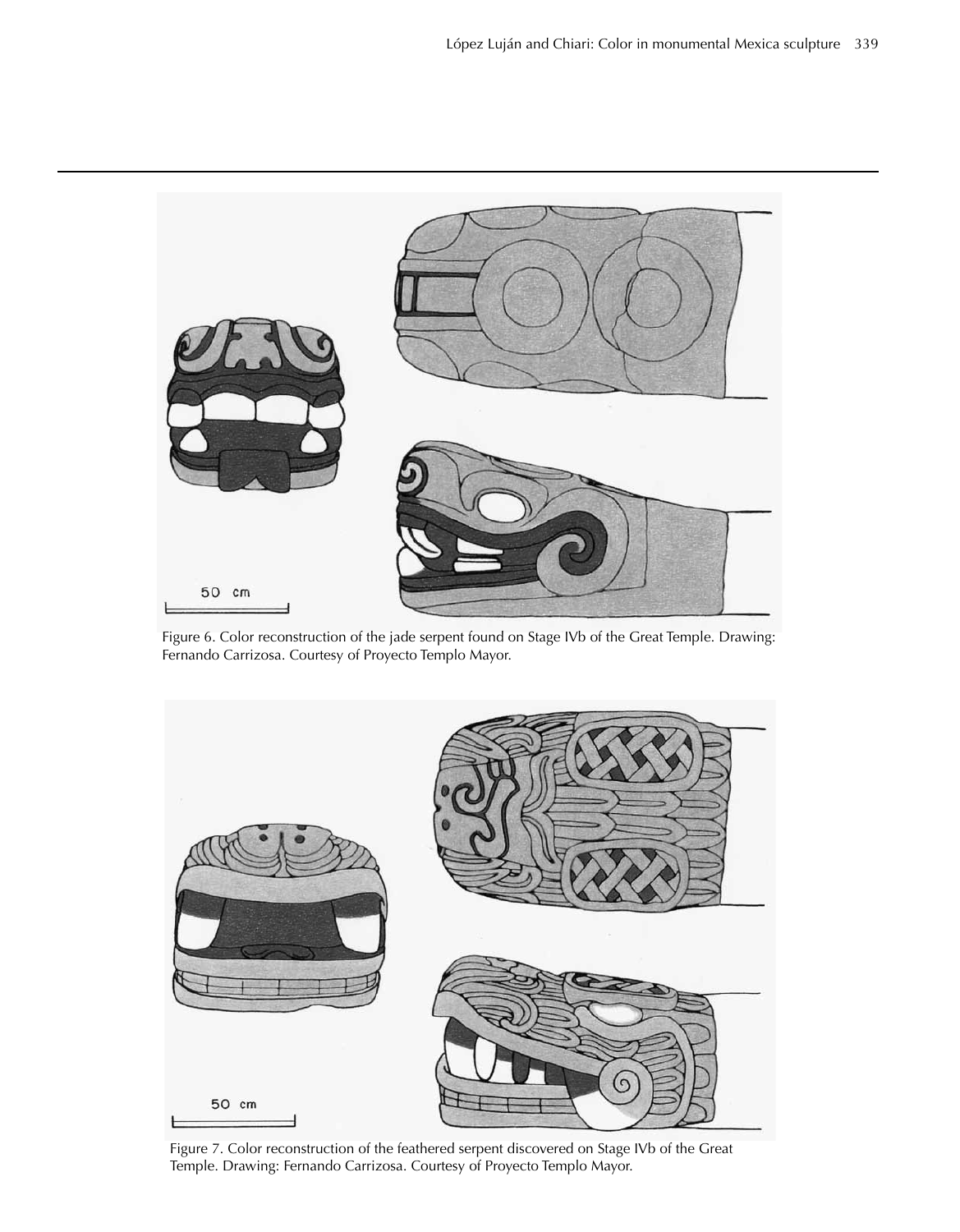Figure 6. Color reconstruction of the jade serpent found on Stage IVb of the Great Temple. Drawing: Fernando Carrizosa. Courtesy of Proyecto Templo Mayor.

Figure 7. Color reconstruction of the feathered serpent discovered on Stage IVb of the Great Temple. Drawing: Fernando Carrizosa. Courtesy of Proyecto Templo Mayor.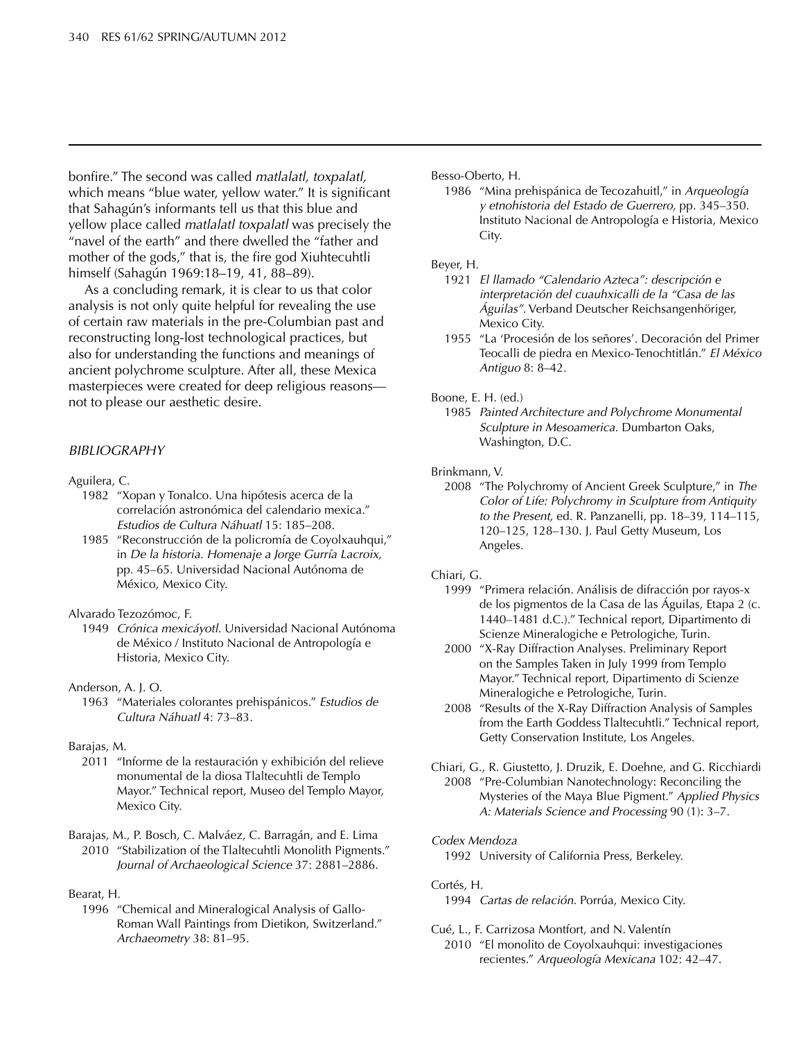bonfire." The second was called *matlalatl, toxpalatl,* which means "blue water, yellow water." It is significant that Sahagún's informants tell us that this blue and yellow place called *matlalatl toxpalatl* was precisely the "navel of the earth" and there dwelled the "father and mother of the gods," that is, the fire god Xiuhtecuhtli himself (Sahagún 1969:18–19, 41, 88–89).

As a concluding remark, it is clear to us that color analysis is not only quite helpful for revealing the use of certain raw materials in the pre-Columbian past and reconstructing long-lost technological practices, but also for understanding the functions and meanings of ancient polychrome sculpture. After all, these Mexica masterpieces were created for deep religious reasons—not to please our aesthetic desire.

## *BIBLIOGRAPHY*

Aguilera, C.

1982 "Xopan y Tonalco. Una hipótesis acerca de la correlación astronómica del calendario mexica." *Estudios de Cultura Náhuatl* 15: 185–208.

1985 "Reconstrucción de la policromía de Coyolxauhqui," in *De la historia. Homenaje a Jorge Gurría Lacroix,* pp. 45–65. Universidad Nacional Autónoma de México, Mexico City.

Alvarado Tezozómoc, F.

1949 *Crónica mexicáyotl*. Universidad Nacional Autónoma de México / Instituto Nacional de Antropología e Historia, Mexico City.

Anderson, A. J. O.

1963 "Materiales colorantes prehispánicos." *Estudios de Cultura Náhuatl* 4: 73–83.

Barajas, M.

2011 "Informe de la restauración y exhibición del relieve monumental de la diosa Tlaltecuhtli de Templo Mayor." Technical report, Museo del Templo Mayor, Mexico City.

Barajas, M., P. Bosch, C. Malváez, C. Barragán, and E. Lima

2010 "Stabilization of the Tlaltecuhtli Monolith Pigments." *Journal of Archaeological Science* 37: 2881–2886.

Bearat, H.

1996 "Chemical and Mineralogical Analysis of Gallo-Roman Wall Paintings from Dietikon, Switzerland." *Archaeometry* 38: 81–95.

Besso-Oberto, H.

1986 "Mina prehispánica de Tecozahuitl," in *Arqueología y etnohistoria del Estado de Guerrero,* pp. 345–350. Instituto Nacional de Antropología e Historia, Mexico City.

Beyer, H.

1921 *El llamado "Calendario Azteca": descripción e interpretación del cuauhxicalli de la "Casa de las Águilas".* Verband Deutscher Reichsangenhöriger, Mexico City.

1955 "La 'Procesión de los señores'. Decoración del Primer Teocalli de piedra en Mexico-Tenochtitlán." *El México Antiguo* 8: 8–42.

Boone, E. H. (ed.)

1985 *Painted Architecture and Polychrome Monumental Sculpture in Mesoamerica.* Dumbarton Oaks, Washington, D.C.

Brinkmann, V.

2008 "The Polychromy of Ancient Greek Sculpture," in *The Color of Life: Polychromy in Sculpture from Antiquity to the Present,* ed. R. Panzanelli, pp. 18–39, 114–115, 120–125, 128–130. J. Paul Getty Museum, Los Angeles.

Chiari, G.

1999 "Primera relación. Análisis de difracción por rayos-x de los pigmentos de la Casa de las Águilas, Etapa 2 (c. 1440–1481 d.C.)." Technical report, Dipartimento di Scienze Mineralogiche e Petrologiche, Turin.

2000 "X-Ray Diffraction Analyses. Preliminary Report on the Samples Taken in July 1999 from Templo Mayor." Technical report, Dipartimento di Scienze Mineralogiche e Petrologiche, Turin.

2008 "Results of the X-Ray Diffraction Analysis of Samples from the Earth Goddess Tlaltecuhtli." Technical report, Getty Conservation Institute, Los Angeles.

Chiari, G., R. Giustetto, J. Druzik, E. Doehne, and G. Ricchiardi

2008 "Pre-Columbian Nanotechnology: Reconciling the Mysteries of the Maya Blue Pigment." *Applied Physics A: Materials Science and Processing* 90 (1): 3–7.

*Codex Mendoza*

1992 University of California Press, Berkeley.

Cortés, H.

1994 *Cartas de relación*. Porrúa, Mexico City.

Cué, L., F. Carrizosa Montfort, and N. Valentín

2010 "El monolito de Coyolxauhqui: investigaciones recientes." *Arqueología Mexicana* 102: 42–47.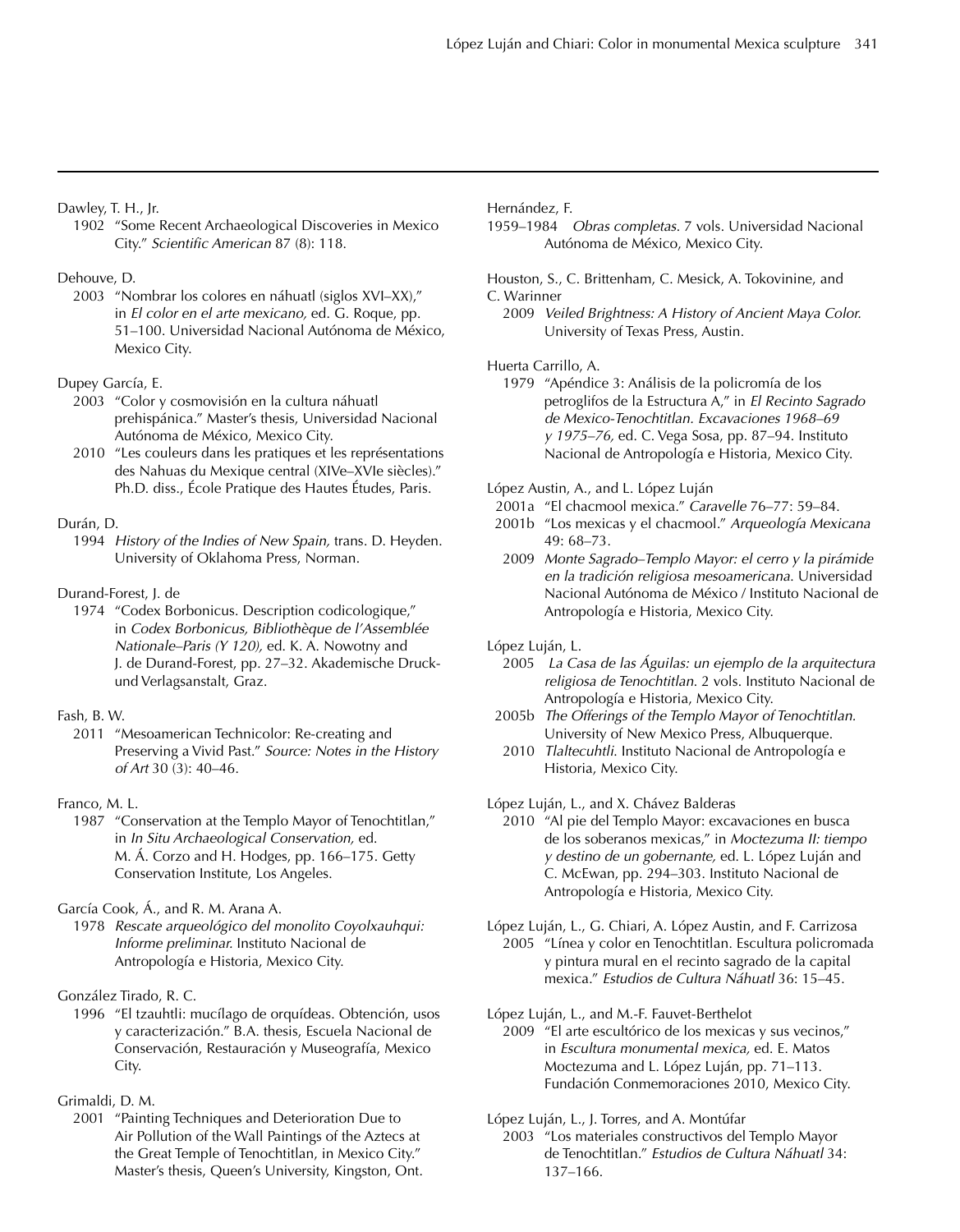Dawley, T. H., Jr.

1902 "Some Recent Archaeological Discoveries in Mexico City." *Scientific American* 87 (8): 118.

Dehouve, D.

2003 "Nombrar los colores en náhuatl (siglos XVI–XX)," in *El color en el arte mexicano,* ed. G. Roque, pp. 51–100. Universidad Nacional Autónoma de México, Mexico City.

Dupey García, E.

2003 "Color y cosmovisión en la cultura náhuatl prehispánica." Master's thesis, Universidad Nacional Autónoma de México, Mexico City.

2010 "Les couleurs dans les pratiques et les représentations des Nahuas du Mexique central (XIVe–XVIe siècles)." Ph.D. diss., École Pratique des Hautes Études, Paris.

Durán, D.

1994 *History of the Indies of New Spain,* trans. D. Heyden. University of Oklahoma Press, Norman.

Durand-Forest, J. de

1974 "Codex Borbonicus. Description codicologique," in *Codex Borbonicus, Bibliothèque de l'Assemblée Nationale–Paris (Y 120),* ed. K. A. Nowotny and J. de Durand-Forest, pp. 27–32. Akademische Druck- und Verlagsanstalt, Graz.

Fash, B. W.

2011 "Mesoamerican Technicolor: Re-creating and Preserving a Vivid Past." *Source: Notes in the History of Art* 30 (3): 40–46.

Franco, M. L.

1987 "Conservation at the Templo Mayor of Tenochtitlan," in *In Situ Archaeological Conservation,* ed. M. Á. Corzo and H. Hodges, pp. 166–175. Getty Conservation Institute, Los Angeles.

García Cook, Á., and R. M. Arana A.

1978 *Rescate arqueológico del monolito Coyolxauhqui: Informe preliminar.* Instituto Nacional de Antropología e Historia, Mexico City.

González Tirado, R. C.

1996 "El tzauhtli: mucílago de orquídeas. Obtención, usos y caracterización." B.A. thesis, Escuela Nacional de Conservación, Restauración y Museografía, Mexico City.

Grimaldi, D. M.

2001 "Painting Techniques and Deterioration Due to Air Pollution of the Wall Paintings of the Aztecs at the Great Temple of Tenochtitlan, in Mexico City." Master's thesis, Queen's University, Kingston, Ont.

Hernández, F.

1959–1984 *Obras completas.* 7 vols. Universidad Nacional Autónoma de México, Mexico City.

Houston, S., C. Brittenham, C. Mesick, A. Tokovinine, and C. Warinner

2009 *Veiled Brightness: A History of Ancient Maya Color.* University of Texas Press, Austin.

Huerta Carrillo, A.

1979 "Apéndice 3: Análisis de la policromía de los petroglifos de la Estructura A," in *El Recinto Sagrado de Mexico-Tenochtitlan. Excavaciones 1968–69 y 1975–76,* ed. C. Vega Sosa, pp. 87–94. Instituto Nacional de Antropología e Historia, Mexico City.

López Austin, A., and L. López Luján

2001a "El chacmool mexica." *Caravelle* 76–77: 59–84.

2001b "Los mexicas y el chacmool." *Arqueología Mexicana* 49: 68–73.

2009 *Monte Sagrado–Templo Mayor: el cerro y la pirámide en la tradición religiosa mesoamericana.* Universidad Nacional Autónoma de México / Instituto Nacional de Antropología e Historia, Mexico City.

López Luján, L.

2005 *La Casa de las Águilas: un ejemplo de la arquitectura religiosa de Tenochtitlan.* 2 vols. Instituto Nacional de Antropología e Historia, Mexico City.

2005b *The Offerings of the Templo Mayor of Tenochtitlan.* University of New Mexico Press, Albuquerque.

2010 *Tlaltecuhtli.* Instituto Nacional de Antropología e Historia, Mexico City.

López Luján, L., and X. Chávez Balderas

2010 "Al pie del Templo Mayor: excavaciones en busca de los soberanos mexicas," in *Moctezuma II: tiempo y destino de un gobernante,* ed. L. López Luján and C. McEwan, pp. 294–303. Instituto Nacional de Antropología e Historia, Mexico City.

López Luján, L., G. Chiari, A. López Austin, and F. Carrizosa

2005 "Línea y color en Tenochtitlan. Escultura policromada y pintura mural en el recinto sagrado de la capital mexica." *Estudios de Cultura Náhuatl* 36: 15–45.

López Luján, L., and M.-F. Fauvet-Berthelot

2009 "El arte escultórico de los mexicas y sus vecinos," in *Escultura monumental mexica,* ed. E. Matos Moctezuma and L. López Luján, pp. 71–113. Fundación Conmemoraciones 2010, Mexico City.

López Luján, L., J. Torres, and A. Montúfar

2003 "Los materiales constructivos del Templo Mayor de Tenochtitlan." *Estudios de Cultura Náhuatl* 34: 137–166.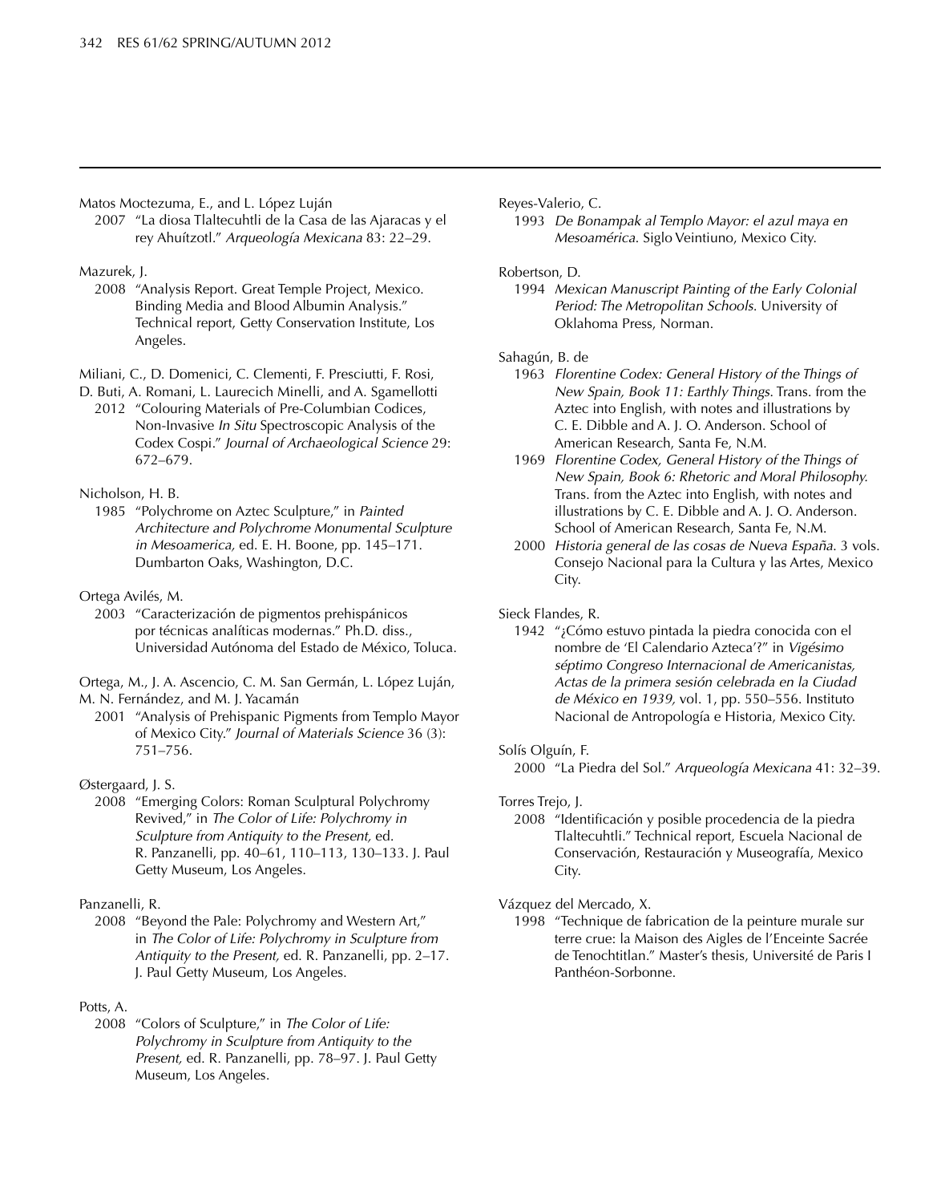Matos Moctezuma, E., and L. López Luján

2007 "La diosa Tlaltecuhtli de la Casa de las Ajaracas y el rey Ahuítzotl." *Arqueología Mexicana* 83: 22–29.

Mazurek, J.

2008 "Analysis Report. Great Temple Project, Mexico. Binding Media and Blood Albumin Analysis." Technical report, Getty Conservation Institute, Los Angeles.

Miliani, C., D. Domenici, C. Clementi, F. Presciutti, F. Rosi, D. Buti, A. Romani, L. Laurecich Minelli, and A. Sgamellotti

2012 "Colouring Materials of Pre-Columbian Codices, Non-Invasive *In Situ* Spectroscopic Analysis of the Codex Cospi." *Journal of Archaeological Science* 29: 672–679.

Nicholson, H. B.

1985 "Polychrome on Aztec Sculpture," in *Painted Architecture and Polychrome Monumental Sculpture in Mesoamerica,* ed. E. H. Boone, pp. 145–171. Dumbarton Oaks, Washington, D.C.

Ortega Avilés, M.

2003 "Caracterización de pigmentos prehispánicos por técnicas analíticas modernas." Ph.D. diss., Universidad Autónoma del Estado de México, Toluca.

Ortega, M., J. A. Ascencio, C. M. San Germán, L. López Luján, M. N. Fernández, and M. J. Yacamán

2001 "Analysis of Prehispanic Pigments from Templo Mayor of Mexico City." *Journal of Materials Science* 36 (3): 751–756.

Østergaard, J. S.

2008 "Emerging Colors: Roman Sculptural Polychromy Revived," in *The Color of Life: Polychromy in Sculpture from Antiquity to the Present,* ed. R. Panzanelli, pp. 40–61, 110–113, 130–133. J. Paul Getty Museum, Los Angeles.

Panzanelli, R.

2008 "Beyond the Pale: Polychromy and Western Art," in *The Color of Life: Polychromy in Sculpture from Antiquity to the Present,* ed. R. Panzanelli, pp. 2–17. J. Paul Getty Museum, Los Angeles.

Potts, A.

2008 "Colors of Sculpture," in *The Color of Life: Polychromy in Sculpture from Antiquity to the Present,* ed. R. Panzanelli, pp. 78–97. J. Paul Getty Museum, Los Angeles.

Reyes-Valerio, C.

1993 *De Bonampak al Templo Mayor: el azul maya en Mesoamérica.* Siglo Veintiuno, Mexico City.

Robertson, D.

1994 *Mexican Manuscript Painting of the Early Colonial Period: The Metropolitan Schools.* University of Oklahoma Press, Norman.

Sahagún, B. de

1963 *Florentine Codex: General History of the Things of New Spain, Book 11: Earthly Things.* Trans. from the Aztec into English, with notes and illustrations by C. E. Dibble and A. J. O. Anderson. School of American Research, Santa Fe, N.M.

1969 *Florentine Codex, General History of the Things of New Spain, Book 6: Rhetoric and Moral Philosophy.* Trans. from the Aztec into English, with notes and illustrations by C. E. Dibble and A. J. O. Anderson. School of American Research, Santa Fe, N.M.

2000 *Historia general de las cosas de Nueva España.* 3 vols. Consejo Nacional para la Cultura y las Artes, Mexico City.

Sieck Flandes, R.

1942 "¿Cómo estuvo pintada la piedra conocida con el nombre de 'El Calendario Azteca'?" in *Vigésimo séptimo Congreso Internacional de Americanistas, Actas de la primera sesión celebrada en la Ciudad de México en 1939,* vol. 1, pp. 550–556. Instituto Nacional de Antropología e Historia, Mexico City.

Solís Olguín, F.

2000 "La Piedra del Sol." *Arqueología Mexicana* 41: 32–39.

Torres Trejo, J.

2008 "Identificación y posible procedencia de la piedra Tlaltecuhtli." Technical report, Escuela Nacional de Conservación, Restauración y Museografía, Mexico City.

Vázquez del Mercado, X.

1998 "Technique de fabrication de la peinture murale sur terre crue: la Maison des Aigles de l'Enceinte Sacrée de Tenochtitlan." Master's thesis, Université de Paris I Panthéon-Sorbonne.